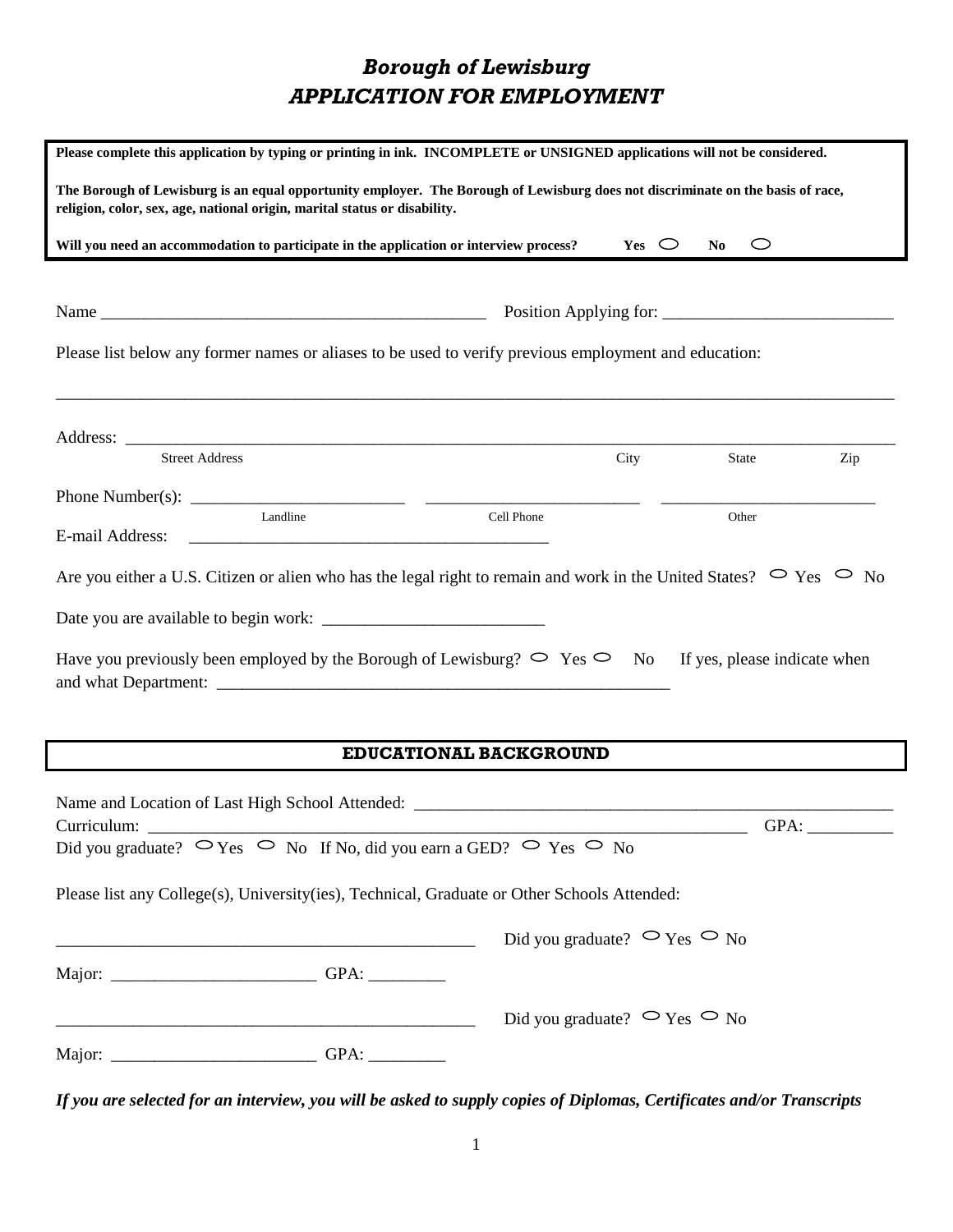# *Borough of Lewisburg*
# *APPLICATION FOR EMPLOYMENT*

**Please complete this application by typing or printing in ink. INCOMPLETE or UNSIGNED applications will not be considered.**

**The Borough of Lewisburg is an equal opportunity employer. The Borough of Lewisburg does not discriminate on the basis of race, religion, color, sex, age, national origin, marital status or disability.**

**Will you need an accommodation to participate in the application or interview process? Yes ○ No ○**

Name ______________________________________________ Position Applying for: ___________________________

Please list below any former names or aliases to be used to verify previous employment and education:

_____________________________________________________________________________________________________

Address: ____________________________________________________________________________________________

Street Address City State Zip

Phone Number(s): _________________________ _________________________ _________________________

Landline Cell Phone Other

E-mail Address: ___________________________________________

Are you either a U.S. Citizen or alien who has the legal right to remain and work in the United States? ○ Yes ○ No

Date you are available to begin work: __________________________

Have you previously been employed by the Borough of Lewisburg? ○ Yes ○ No If yes, please indicate when and what Department: ______________________________________________________

## EDUCATIONAL BACKGROUND

Name and Location of Last High School Attended: ___________________________________________________________

Curriculum: ___________________________________________________________________________ GPA: __________

Did you graduate? ○ Yes ○ No If No, did you earn a GED? ○ Yes ○ No

Please list any College(s), University(ies), Technical, Graduate or Other Schools Attended:

__________________________________________________ Did you graduate? ○ Yes ○ No

Major: ________________________ GPA: _________

__________________________________________________ Did you graduate? ○ Yes ○ No

Major: ________________________ GPA: _________

***If you are selected for an interview, you will be asked to supply copies of Diplomas, Certificates and/or Transcripts***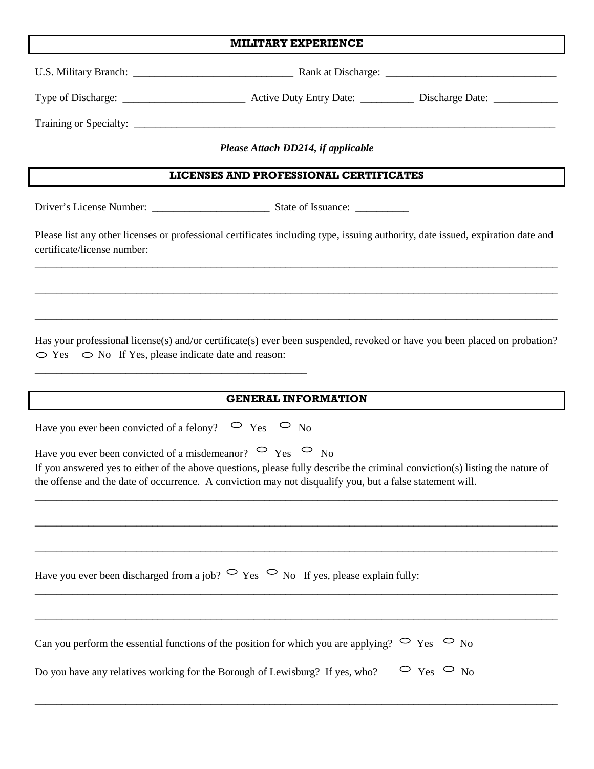## MILITARY EXPERIENCE

U.S. Military Branch: ______________________________ Rank at Discharge: ________________________________

Type of Discharge: _______________________ Active Duty Entry Date: __________ Discharge Date: ____________

Training or Specialty: ________________________________________________________________________________

***Please Attach DD214, if applicable***

## LICENSES AND PROFESSIONAL CERTIFICATES

Driver's License Number: ______________________ State of Issuance: __________

Please list any other licenses or professional certificates including type, issuing authority, date issued, expiration date and certificate/license number:

____________________________________________________________________________________________________

____________________________________________________________________________________________________

____________________________________________________________________________________________________

Has your professional license(s) and/or certificate(s) ever been suspended, revoked or have you been placed on probation? ○ Yes ○ No If Yes, please indicate date and reason:

___________________________________________________

## GENERAL INFORMATION

Have you ever been convicted of a felony? ○ Yes ○ No

Have you ever been convicted of a misdemeanor? ○ Yes ○ No

If you answered yes to either of the above questions, please fully describe the criminal conviction(s) listing the nature of the offense and the date of occurrence. A conviction may not disqualify you, but a false statement will.

____________________________________________________________________________________________________

____________________________________________________________________________________________________

____________________________________________________________________________________________________

Have you ever been discharged from a job? ○ Yes ○ No If yes, please explain fully:

____________________________________________________________________________________________________

____________________________________________________________________________________________________

Can you perform the essential functions of the position for which you are applying? ○ Yes ○ No

Do you have any relatives working for the Borough of Lewisburg? If yes, who? ○ Yes ○ No

____________________________________________________________________________________________________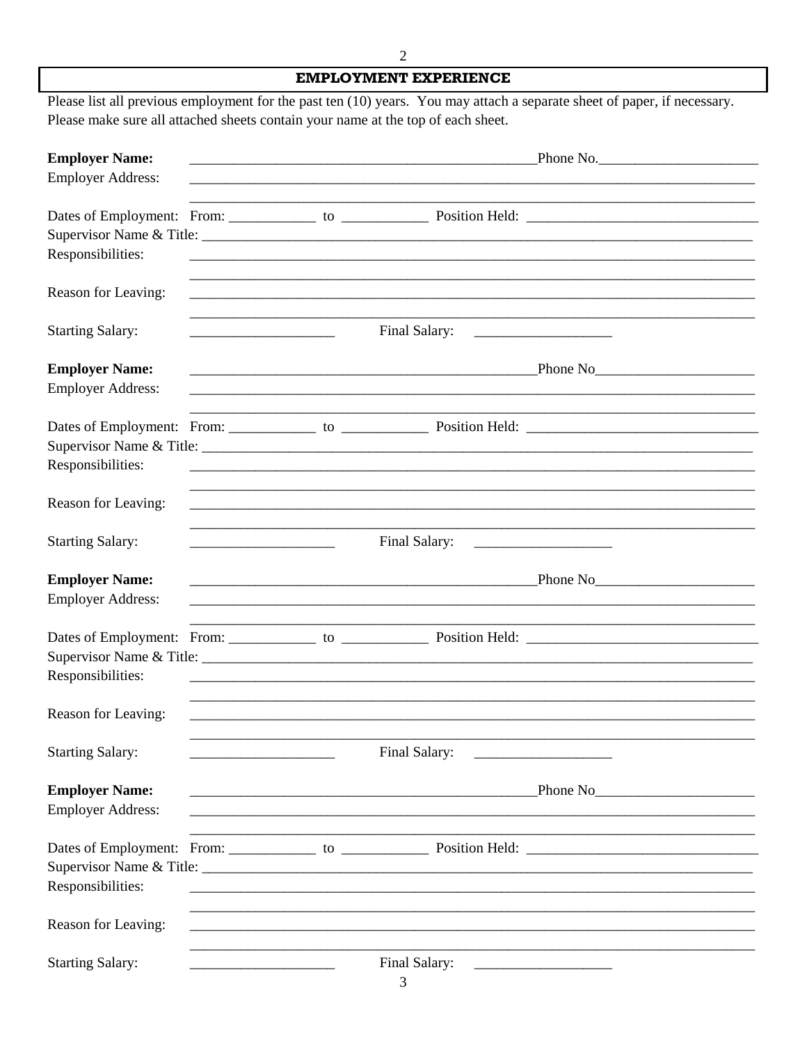## EMPLOYMENT EXPERIENCE

Please list all previous employment for the past ten (10) years. You may attach a separate sheet of paper, if necessary. Please make sure all attached sheets contain your name at the top of each sheet.

**Employer Name:** ________________________________________________ Phone No. ______________________

Employer Address: ________________________________________________________________________________

________________________________________________________________________________

Dates of Employment: From: ____________ to ____________ Position Held: ________________________________

Supervisor Name & Title: ________________________________________________________________________________

Responsibilities: ________________________________________________________________________________

________________________________________________________________________________

Reason for Leaving: ________________________________________________________________________________

________________________________________________________________________________

Starting Salary: ____________________ Final Salary: ___________________

**Employer Name:** ________________________________________________ Phone No ______________________

Employer Address: ________________________________________________________________________________

________________________________________________________________________________

Dates of Employment: From: ____________ to ____________ Position Held: ________________________________

Supervisor Name & Title: ________________________________________________________________________________

Responsibilities: ________________________________________________________________________________

________________________________________________________________________________

Reason for Leaving: ________________________________________________________________________________

________________________________________________________________________________

Starting Salary: ____________________ Final Salary: ___________________

**Employer Name:** ________________________________________________ Phone No ______________________

Employer Address: ________________________________________________________________________________

________________________________________________________________________________

Dates of Employment: From: ____________ to ____________ Position Held: ________________________________

Supervisor Name & Title: ________________________________________________________________________________

Responsibilities: ________________________________________________________________________________

________________________________________________________________________________

Reason for Leaving: ________________________________________________________________________________

________________________________________________________________________________

Starting Salary: ____________________ Final Salary: ___________________

**Employer Name:** ________________________________________________ Phone No ______________________

Employer Address: ________________________________________________________________________________

________________________________________________________________________________

Dates of Employment: From: ____________ to ____________ Position Held: ________________________________

Supervisor Name & Title: ________________________________________________________________________________

Responsibilities: ________________________________________________________________________________

________________________________________________________________________________

Reason for Leaving: ________________________________________________________________________________

________________________________________________________________________________

Starting Salary: ____________________ Final Salary: ___________________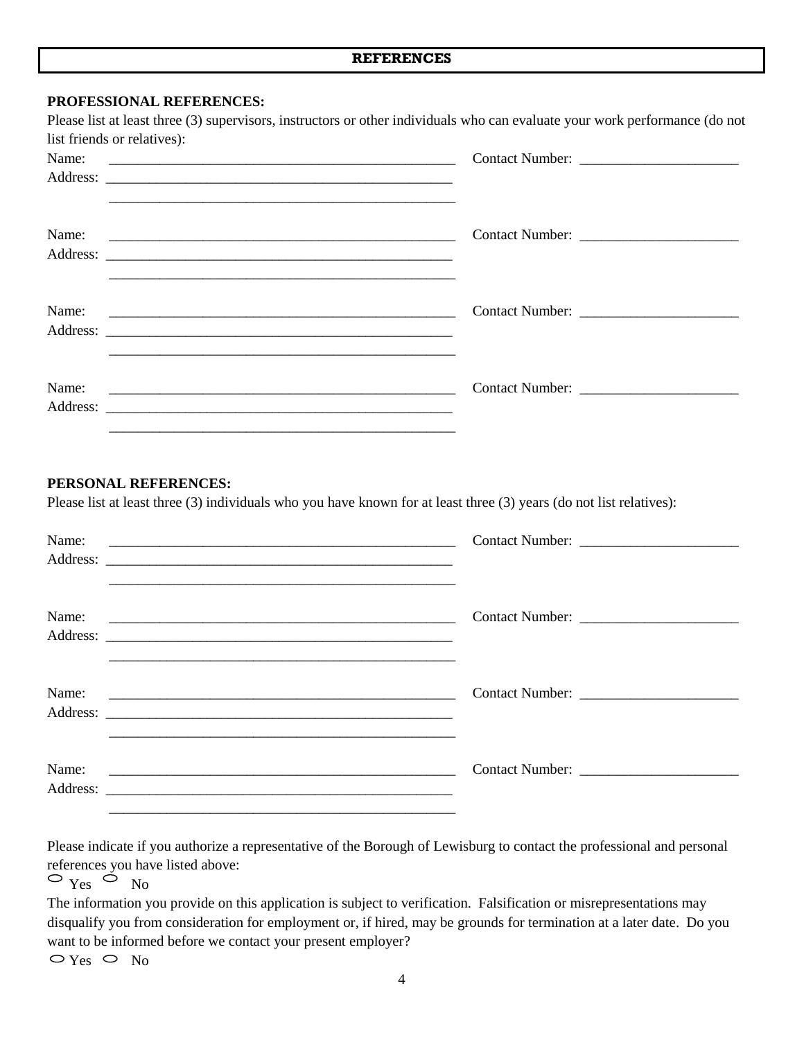## REFERENCES

**PROFESSIONAL REFERENCES:**

Please list at least three (3) supervisors, instructors or other individuals who can evaluate your work performance (do not list friends or relatives):

Name: ______________________________________________ Contact Number: ______________________

Address: ______________________________________________

______________________________________________

Name: ______________________________________________ Contact Number: ______________________

Address: ______________________________________________

______________________________________________

Name: ______________________________________________ Contact Number: ______________________

Address: ______________________________________________

______________________________________________

Name: ______________________________________________ Contact Number: ______________________

Address: ______________________________________________

______________________________________________

**PERSONAL REFERENCES:**

Please list at least three (3) individuals who you have known for at least three (3) years (do not list relatives):

Name: ______________________________________________ Contact Number: ______________________

Address: ______________________________________________

______________________________________________

Name: ______________________________________________ Contact Number: ______________________

Address: ______________________________________________

______________________________________________

Name: ______________________________________________ Contact Number: ______________________

Address: ______________________________________________

______________________________________________

Name: ______________________________________________ Contact Number: ______________________

Address: ______________________________________________

______________________________________________

Please indicate if you authorize a representative of the Borough of Lewisburg to contact the professional and personal references you have listed above:

○ Yes ○ No

The information you provide on this application is subject to verification. Falsification or misrepresentations may disqualify you from consideration for employment or, if hired, may be grounds for termination at a later date. Do you want to be informed before we contact your present employer?

○ Yes ○ No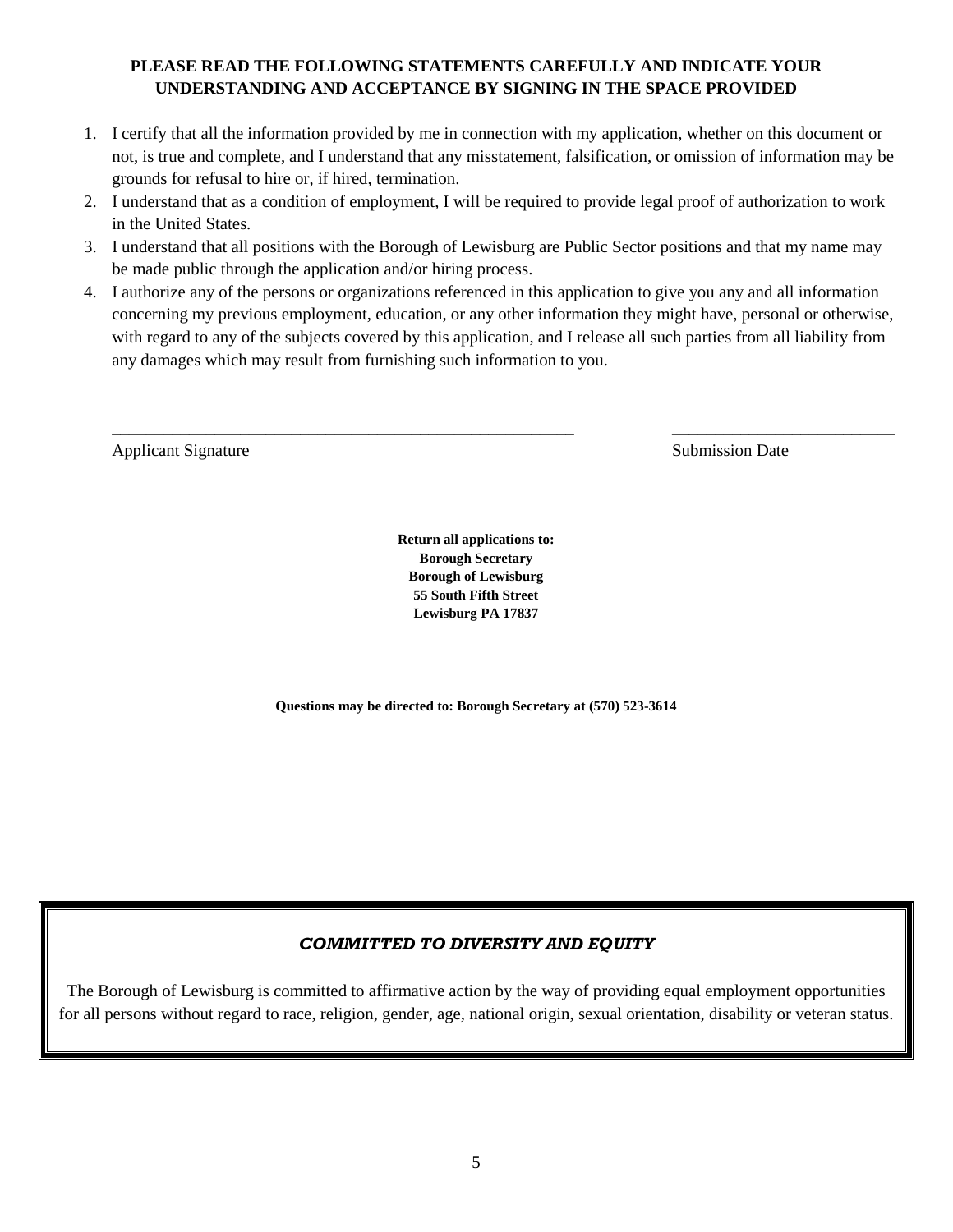**PLEASE READ THE FOLLOWING STATEMENTS CAREFULLY AND INDICATE YOUR UNDERSTANDING AND ACCEPTANCE BY SIGNING IN THE SPACE PROVIDED**

1. I certify that all the information provided by me in connection with my application, whether on this document or not, is true and complete, and I understand that any misstatement, falsification, or omission of information may be grounds for refusal to hire or, if hired, termination.
2. I understand that as a condition of employment, I will be required to provide legal proof of authorization to work in the United States.
3. I understand that all positions with the Borough of Lewisburg are Public Sector positions and that my name may be made public through the application and/or hiring process.
4. I authorize any of the persons or organizations referenced in this application to give you any and all information concerning my previous employment, education, or any other information they might have, personal or otherwise, with regard to any of the subjects covered by this application, and I release all such parties from all liability from any damages which may result from furnishing such information to you.

_________________________________________________________ __________________________

Applicant Signature Submission Date

**Return all applications to:**
**Borough Secretary**
**Borough of Lewisburg**
**55 South Fifth Street**
**Lewisburg PA 17837**

**Questions may be directed to: Borough Secretary at (570) 523-3614**

***COMMITTED TO DIVERSITY AND EQUITY***

The Borough of Lewisburg is committed to affirmative action by the way of providing equal employment opportunities for all persons without regard to race, religion, gender, age, national origin, sexual orientation, disability or veteran status.